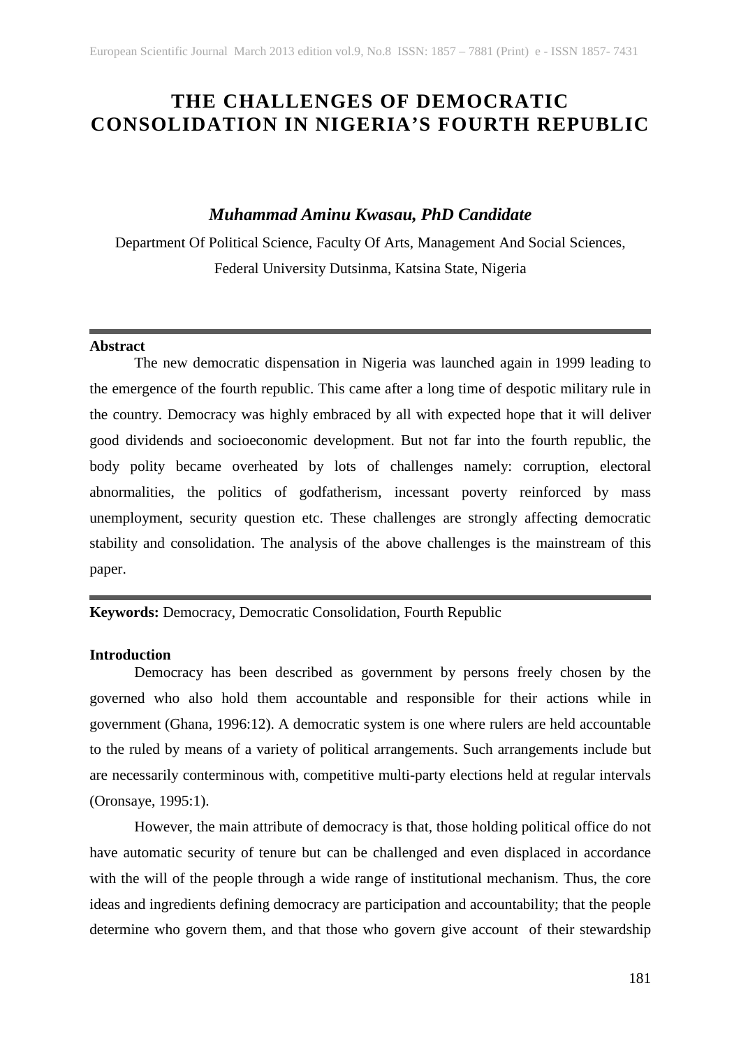# THE CHALLENGES OF DEMOCRATIC CONSOLIDATION IN NIGERIA'S FOURTH REPUBLIC

***Muhammad Aminu Kwasau, PhD Candidate***

Department Of Political Science, Faculty Of Arts, Management And Social Sciences, Federal University Dutsinma, Katsina State, Nigeria

---

**Abstract**

The new democratic dispensation in Nigeria was launched again in 1999 leading to the emergence of the fourth republic. This came after a long time of despotic military rule in the country. Democracy was highly embraced by all with expected hope that it will deliver good dividends and socioeconomic development. But not far into the fourth republic, the body polity became overheated by lots of challenges namely: corruption, electoral abnormalities, the politics of godfatherism, incessant poverty reinforced by mass unemployment, security question etc. These challenges are strongly affecting democratic stability and consolidation. The analysis of the above challenges is the mainstream of this paper.

---

**Keywords:** Democracy, Democratic Consolidation, Fourth Republic

## Introduction

Democracy has been described as government by persons freely chosen by the governed who also hold them accountable and responsible for their actions while in government (Ghana, 1996:12). A democratic system is one where rulers are held accountable to the ruled by means of a variety of political arrangements. Such arrangements include but are necessarily conterminous with, competitive multi-party elections held at regular intervals (Oronsaye, 1995:1).

However, the main attribute of democracy is that, those holding political office do not have automatic security of tenure but can be challenged and even displaced in accordance with the will of the people through a wide range of institutional mechanism. Thus, the core ideas and ingredients defining democracy are participation and accountability; that the people determine who govern them, and that those who govern give account of their stewardship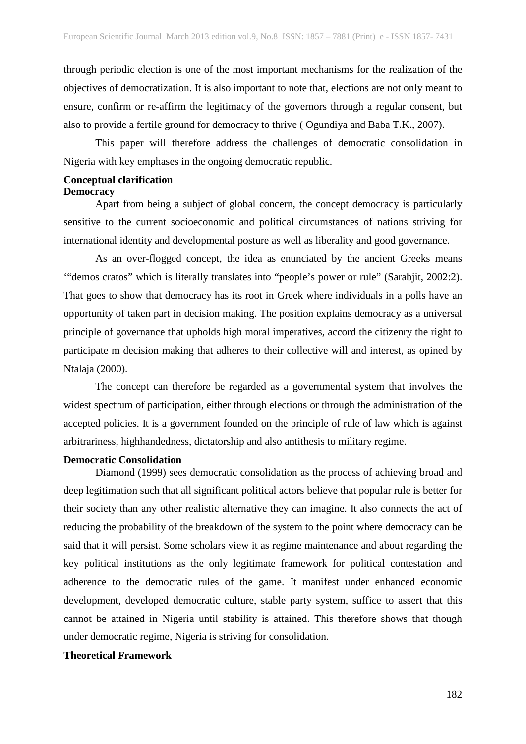through periodic election is one of the most important mechanisms for the realization of the objectives of democratization. It is also important to note that, elections are not only meant to ensure, confirm or re-affirm the legitimacy of the governors through a regular consent, but also to provide a fertile ground for democracy to thrive ( Ogundiya and Baba T.K., 2007).

This paper will therefore address the challenges of democratic consolidation in Nigeria with key emphases in the ongoing democratic republic.

## Conceptual clarification

### Democracy

Apart from being a subject of global concern, the concept democracy is particularly sensitive to the current socioeconomic and political circumstances of nations striving for international identity and developmental posture as well as liberality and good governance.

As an over-flogged concept, the idea as enunciated by the ancient Greeks means '"demos cratos" which is literally translates into "people's power or rule" (Sarabjit, 2002:2). That goes to show that democracy has its root in Greek where individuals in a polls have an opportunity of taken part in decision making. The position explains democracy as a universal principle of governance that upholds high moral imperatives, accord the citizenry the right to participate m decision making that adheres to their collective will and interest, as opined by Ntalaja (2000).

The concept can therefore be regarded as a governmental system that involves the widest spectrum of participation, either through elections or through the administration of the accepted policies. It is a government founded on the principle of rule of law which is against arbitrariness, highhandedness, dictatorship and also antithesis to military regime.

### Democratic Consolidation

Diamond (1999) sees democratic consolidation as the process of achieving broad and deep legitimation such that all significant political actors believe that popular rule is better for their society than any other realistic alternative they can imagine. It also connects the act of reducing the probability of the breakdown of the system to the point where democracy can be said that it will persist. Some scholars view it as regime maintenance and about regarding the key political institutions as the only legitimate framework for political contestation and adherence to the democratic rules of the game. It manifest under enhanced economic development, developed democratic culture, stable party system, suffice to assert that this cannot be attained in Nigeria until stability is attained. This therefore shows that though under democratic regime, Nigeria is striving for consolidation.

## Theoretical Framework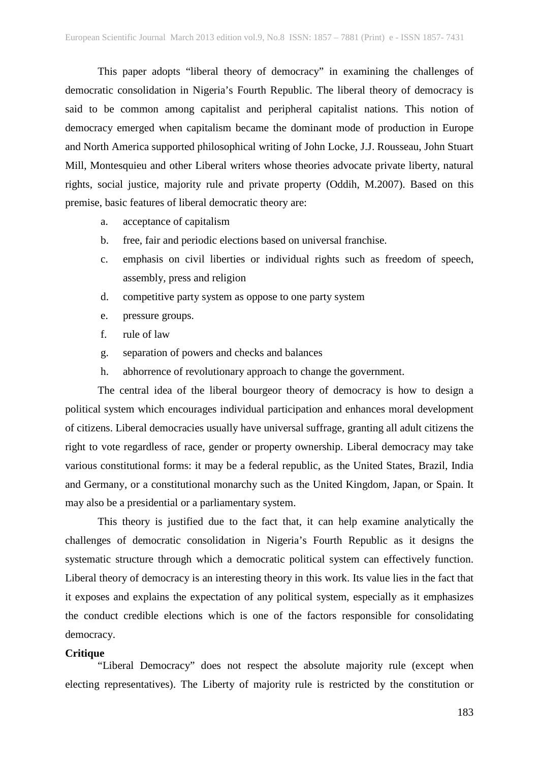This paper adopts "liberal theory of democracy" in examining the challenges of democratic consolidation in Nigeria's Fourth Republic. The liberal theory of democracy is said to be common among capitalist and peripheral capitalist nations. This notion of democracy emerged when capitalism became the dominant mode of production in Europe and North America supported philosophical writing of John Locke, J.J. Rousseau, John Stuart Mill, Montesquieu and other Liberal writers whose theories advocate private liberty, natural rights, social justice, majority rule and private property (Oddih, M.2007). Based on this premise, basic features of liberal democratic theory are:

a. acceptance of capitalism
b. free, fair and periodic elections based on universal franchise.
c. emphasis on civil liberties or individual rights such as freedom of speech, assembly, press and religion
d. competitive party system as oppose to one party system
e. pressure groups.
f. rule of law
g. separation of powers and checks and balances
h. abhorrence of revolutionary approach to change the government.

The central idea of the liberal bourgeor theory of democracy is how to design a political system which encourages individual participation and enhances moral development of citizens. Liberal democracies usually have universal suffrage, granting all adult citizens the right to vote regardless of race, gender or property ownership. Liberal democracy may take various constitutional forms: it may be a federal republic, as the United States, Brazil, India and Germany, or a constitutional monarchy such as the United Kingdom, Japan, or Spain. It may also be a presidential or a parliamentary system.

This theory is justified due to the fact that, it can help examine analytically the challenges of democratic consolidation in Nigeria's Fourth Republic as it designs the systematic structure through which a democratic political system can effectively function. Liberal theory of democracy is an interesting theory in this work. Its value lies in the fact that it exposes and explains the expectation of any political system, especially as it emphasizes the conduct credible elections which is one of the factors responsible for consolidating democracy.

**Critique**

"Liberal Democracy" does not respect the absolute majority rule (except when electing representatives). The Liberty of majority rule is restricted by the constitution or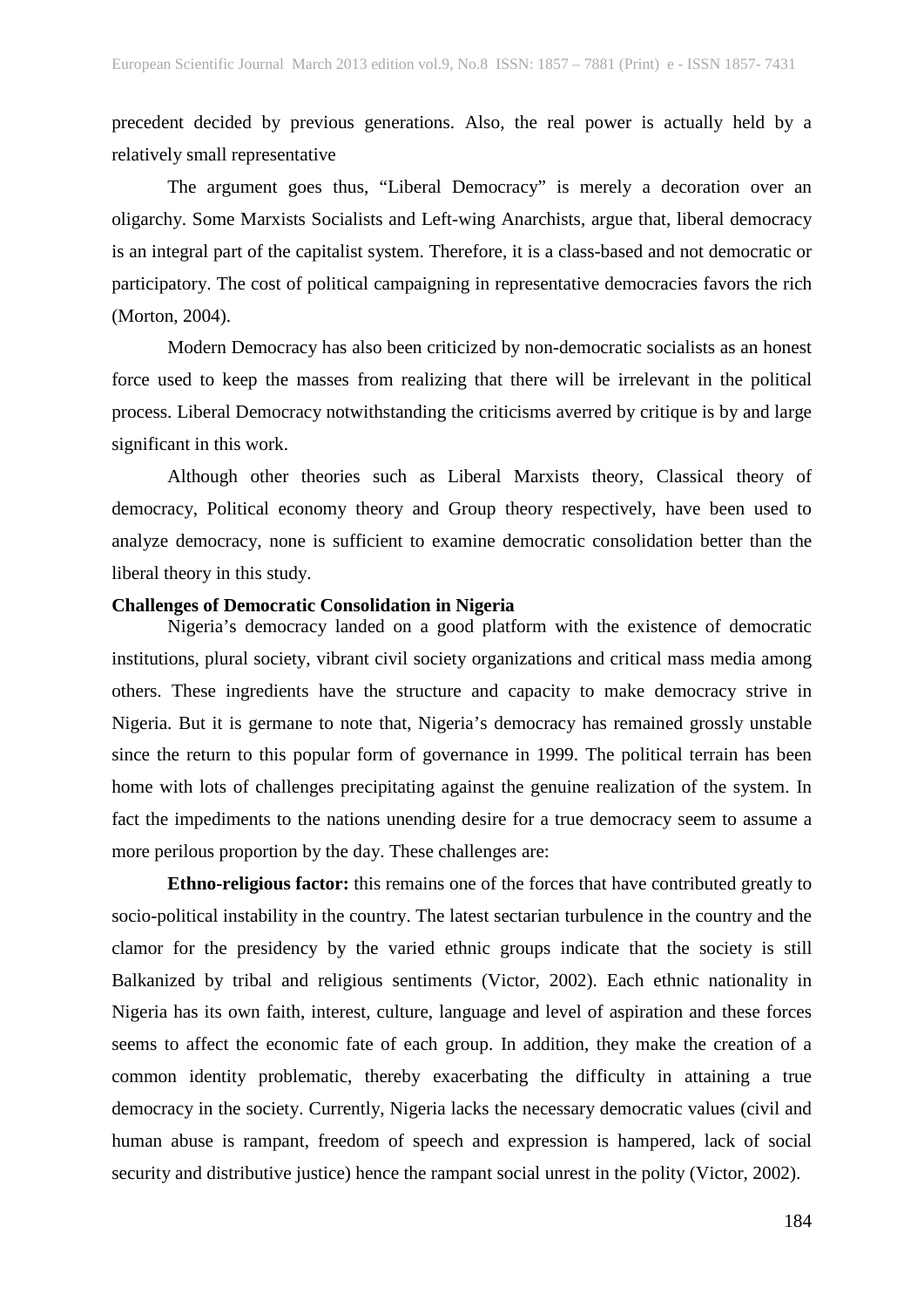precedent decided by previous generations. Also, the real power is actually held by a relatively small representative

The argument goes thus, "Liberal Democracy" is merely a decoration over an oligarchy. Some Marxists Socialists and Left-wing Anarchists, argue that, liberal democracy is an integral part of the capitalist system. Therefore, it is a class-based and not democratic or participatory. The cost of political campaigning in representative democracies favors the rich (Morton, 2004).

Modern Democracy has also been criticized by non-democratic socialists as an honest force used to keep the masses from realizing that there will be irrelevant in the political process. Liberal Democracy notwithstanding the criticisms averred by critique is by and large significant in this work.

Although other theories such as Liberal Marxists theory, Classical theory of democracy, Political economy theory and Group theory respectively, have been used to analyze democracy, none is sufficient to examine democratic consolidation better than the liberal theory in this study.

**Challenges of Democratic Consolidation in Nigeria**

Nigeria's democracy landed on a good platform with the existence of democratic institutions, plural society, vibrant civil society organizations and critical mass media among others. These ingredients have the structure and capacity to make democracy strive in Nigeria. But it is germane to note that, Nigeria's democracy has remained grossly unstable since the return to this popular form of governance in 1999. The political terrain has been home with lots of challenges precipitating against the genuine realization of the system. In fact the impediments to the nations unending desire for a true democracy seem to assume a more perilous proportion by the day. These challenges are:

**Ethno-religious factor:** this remains one of the forces that have contributed greatly to socio-political instability in the country. The latest sectarian turbulence in the country and the clamor for the presidency by the varied ethnic groups indicate that the society is still Balkanized by tribal and religious sentiments (Victor, 2002). Each ethnic nationality in Nigeria has its own faith, interest, culture, language and level of aspiration and these forces seems to affect the economic fate of each group. In addition, they make the creation of a common identity problematic, thereby exacerbating the difficulty in attaining a true democracy in the society. Currently, Nigeria lacks the necessary democratic values (civil and human abuse is rampant, freedom of speech and expression is hampered, lack of social security and distributive justice) hence the rampant social unrest in the polity (Victor, 2002).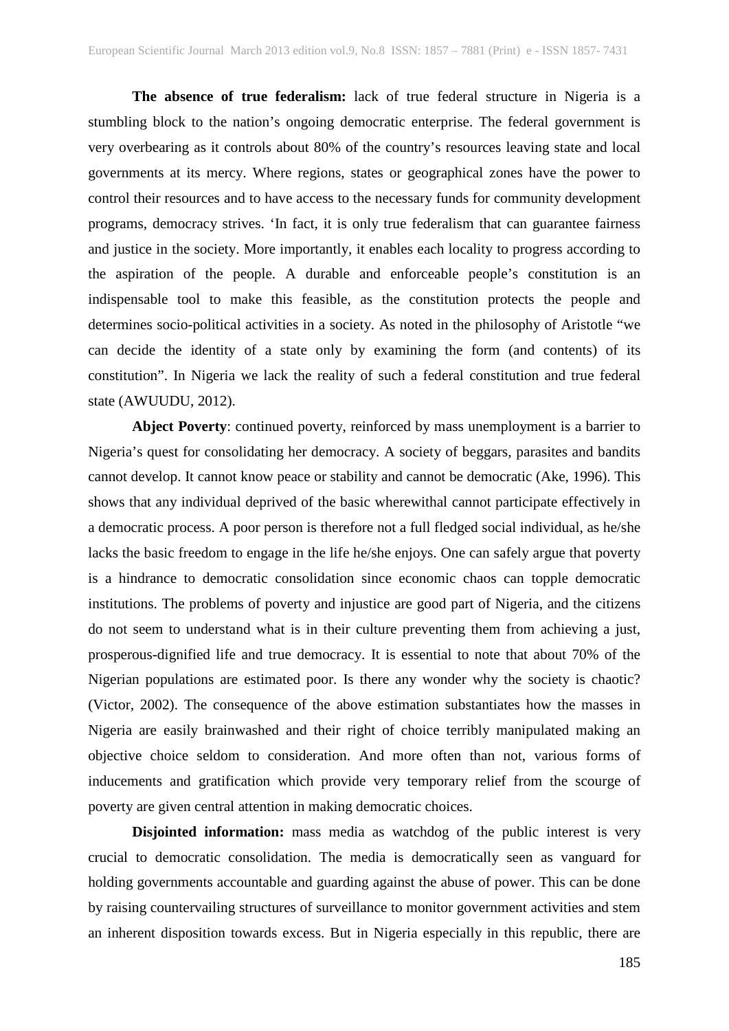**The absence of true federalism:** lack of true federal structure in Nigeria is a stumbling block to the nation's ongoing democratic enterprise. The federal government is very overbearing as it controls about 80% of the country's resources leaving state and local governments at its mercy. Where regions, states or geographical zones have the power to control their resources and to have access to the necessary funds for community development programs, democracy strives. 'In fact, it is only true federalism that can guarantee fairness and justice in the society. More importantly, it enables each locality to progress according to the aspiration of the people. A durable and enforceable people's constitution is an indispensable tool to make this feasible, as the constitution protects the people and determines socio-political activities in a society. As noted in the philosophy of Aristotle "we can decide the identity of a state only by examining the form (and contents) of its constitution". In Nigeria we lack the reality of such a federal constitution and true federal state (AWUUDU, 2012).

**Abject Poverty**: continued poverty, reinforced by mass unemployment is a barrier to Nigeria's quest for consolidating her democracy. A society of beggars, parasites and bandits cannot develop. It cannot know peace or stability and cannot be democratic (Ake, 1996). This shows that any individual deprived of the basic wherewithal cannot participate effectively in a democratic process. A poor person is therefore not a full fledged social individual, as he/she lacks the basic freedom to engage in the life he/she enjoys. One can safely argue that poverty is a hindrance to democratic consolidation since economic chaos can topple democratic institutions. The problems of poverty and injustice are good part of Nigeria, and the citizens do not seem to understand what is in their culture preventing them from achieving a just, prosperous-dignified life and true democracy. It is essential to note that about 70% of the Nigerian populations are estimated poor. Is there any wonder why the society is chaotic? (Victor, 2002). The consequence of the above estimation substantiates how the masses in Nigeria are easily brainwashed and their right of choice terribly manipulated making an objective choice seldom to consideration. And more often than not, various forms of inducements and gratification which provide very temporary relief from the scourge of poverty are given central attention in making democratic choices.

**Disjointed information:** mass media as watchdog of the public interest is very crucial to democratic consolidation. The media is democratically seen as vanguard for holding governments accountable and guarding against the abuse of power. This can be done by raising countervailing structures of surveillance to monitor government activities and stem an inherent disposition towards excess. But in Nigeria especially in this republic, there are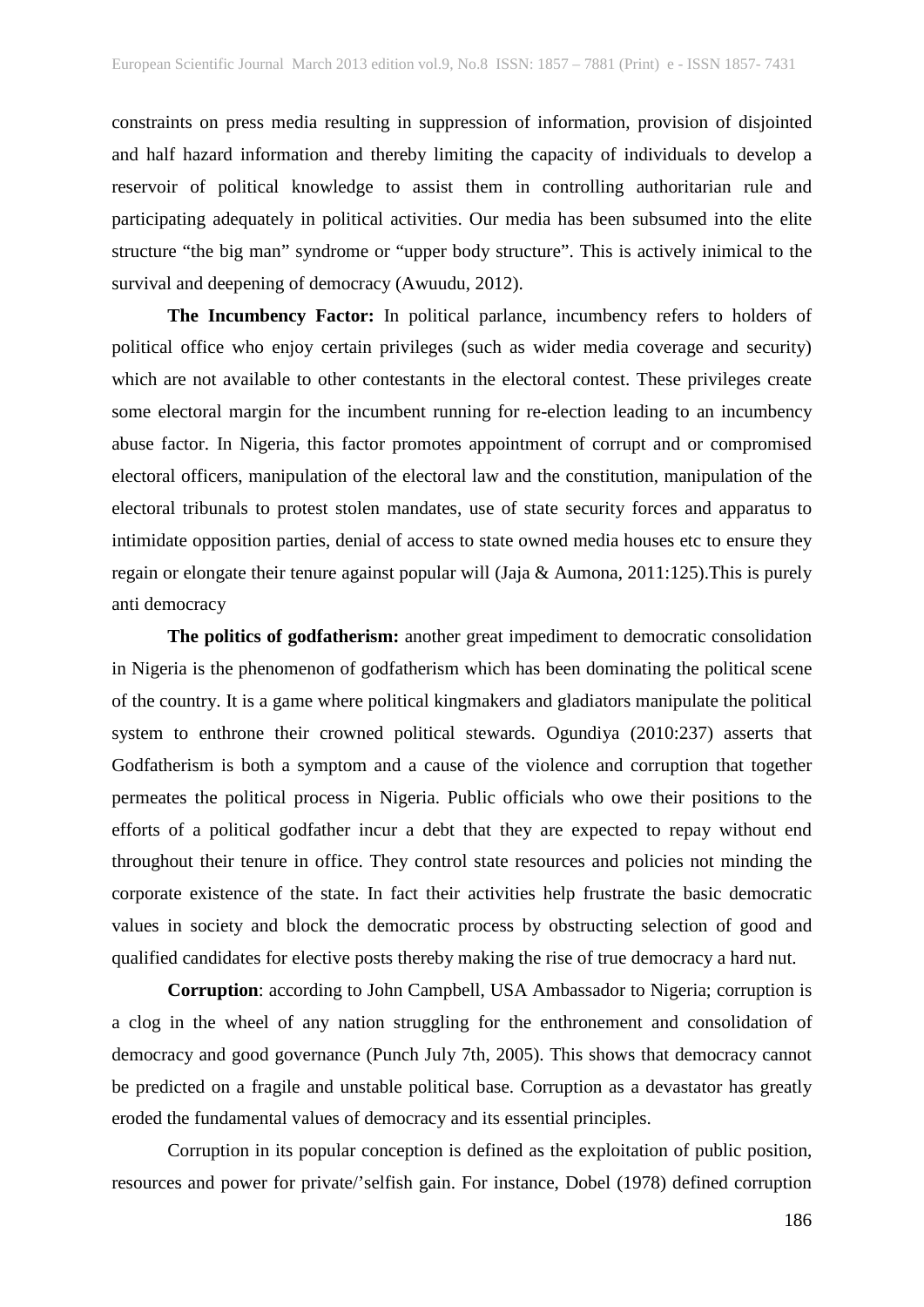constraints on press media resulting in suppression of information, provision of disjointed and half hazard information and thereby limiting the capacity of individuals to develop a reservoir of political knowledge to assist them in controlling authoritarian rule and participating adequately in political activities. Our media has been subsumed into the elite structure "the big man" syndrome or "upper body structure". This is actively inimical to the survival and deepening of democracy (Awuudu, 2012).

**The Incumbency Factor:** In political parlance, incumbency refers to holders of political office who enjoy certain privileges (such as wider media coverage and security) which are not available to other contestants in the electoral contest. These privileges create some electoral margin for the incumbent running for re-election leading to an incumbency abuse factor. In Nigeria, this factor promotes appointment of corrupt and or compromised electoral officers, manipulation of the electoral law and the constitution, manipulation of the electoral tribunals to protest stolen mandates, use of state security forces and apparatus to intimidate opposition parties, denial of access to state owned media houses etc to ensure they regain or elongate their tenure against popular will (Jaja & Aumona, 2011:125).This is purely anti democracy

**The politics of godfatherism:** another great impediment to democratic consolidation in Nigeria is the phenomenon of godfatherism which has been dominating the political scene of the country. It is a game where political kingmakers and gladiators manipulate the political system to enthrone their crowned political stewards. Ogundiya (2010:237) asserts that Godfatherism is both a symptom and a cause of the violence and corruption that together permeates the political process in Nigeria. Public officials who owe their positions to the efforts of a political godfather incur a debt that they are expected to repay without end throughout their tenure in office. They control state resources and policies not minding the corporate existence of the state. In fact their activities help frustrate the basic democratic values in society and block the democratic process by obstructing selection of good and qualified candidates for elective posts thereby making the rise of true democracy a hard nut.

**Corruption**: according to John Campbell, USA Ambassador to Nigeria; corruption is a clog in the wheel of any nation struggling for the enthronement and consolidation of democracy and good governance (Punch July 7th, 2005). This shows that democracy cannot be predicted on a fragile and unstable political base. Corruption as a devastator has greatly eroded the fundamental values of democracy and its essential principles.

Corruption in its popular conception is defined as the exploitation of public position, resources and power for private/'selfish gain. For instance, Dobel (1978) defined corruption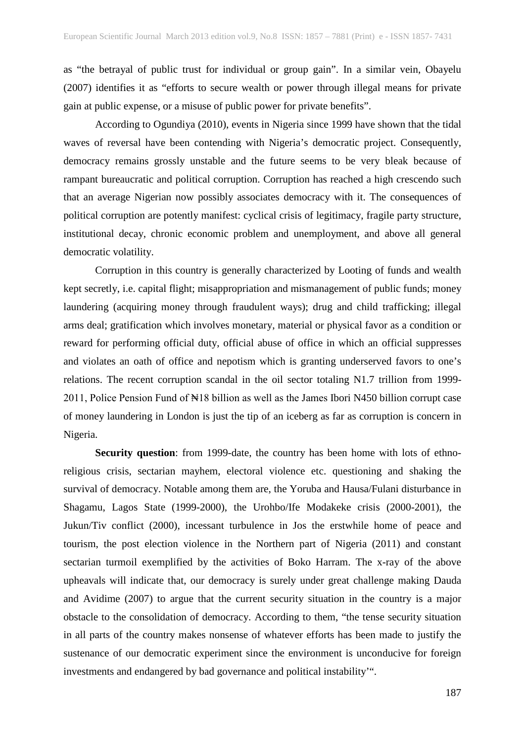as “the betrayal of public trust for individual or group gain”. In a similar vein, Obayelu (2007) identifies it as “efforts to secure wealth or power through illegal means for private gain at public expense, or a misuse of public power for private benefits”.

According to Ogundiya (2010), events in Nigeria since 1999 have shown that the tidal waves of reversal have been contending with Nigeria’s democratic project. Consequently, democracy remains grossly unstable and the future seems to be very bleak because of rampant bureaucratic and political corruption. Corruption has reached a high crescendo such that an average Nigerian now possibly associates democracy with it. The consequences of political corruption are potently manifest: cyclical crisis of legitimacy, fragile party structure, institutional decay, chronic economic problem and unemployment, and above all general democratic volatility.

Corruption in this country is generally characterized by Looting of funds and wealth kept secretly, i.e. capital flight; misappropriation and mismanagement of public funds; money laundering (acquiring money through fraudulent ways); drug and child trafficking; illegal arms deal; gratification which involves monetary, material or physical favor as a condition or reward for performing official duty, official abuse of office in which an official suppresses and violates an oath of office and nepotism which is granting underserved favors to one’s relations. The recent corruption scandal in the oil sector totaling N1.7 trillion from 1999-2011, Police Pension Fund of ₦18 billion as well as the James Ibori N450 billion corrupt case of money laundering in London is just the tip of an iceberg as far as corruption is concern in Nigeria.

**Security question**: from 1999-date, the country has been home with lots of ethno-religious crisis, sectarian mayhem, electoral violence etc. questioning and shaking the survival of democracy. Notable among them are, the Yoruba and Hausa/Fulani disturbance in Shagamu, Lagos State (1999-2000), the Urohbo/Ife Modakeke crisis (2000-2001), the Jukun/Tiv conflict (2000), incessant turbulence in Jos the erstwhile home of peace and tourism, the post election violence in the Northern part of Nigeria (2011) and constant sectarian turmoil exemplified by the activities of Boko Harram. The x-ray of the above upheavals will indicate that, our democracy is surely under great challenge making Dauda and Avidime (2007) to argue that the current security situation in the country is a major obstacle to the consolidation of democracy. According to them, “the tense security situation in all parts of the country makes nonsense of whatever efforts has been made to justify the sustenance of our democratic experiment since the environment is unconducive for foreign investments and endangered by bad governance and political instability’“.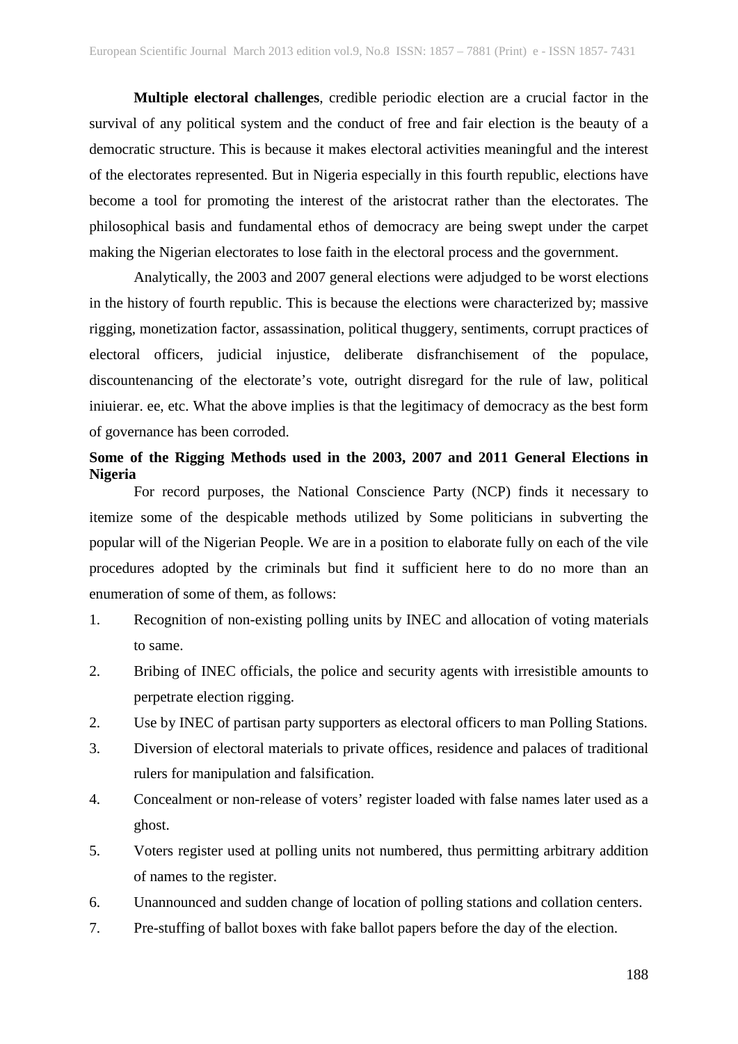**Multiple electoral challenges**, credible periodic election are a crucial factor in the survival of any political system and the conduct of free and fair election is the beauty of a democratic structure. This is because it makes electoral activities meaningful and the interest of the electorates represented. But in Nigeria especially in this fourth republic, elections have become a tool for promoting the interest of the aristocrat rather than the electorates. The philosophical basis and fundamental ethos of democracy are being swept under the carpet making the Nigerian electorates to lose faith in the electoral process and the government.

Analytically, the 2003 and 2007 general elections were adjudged to be worst elections in the history of fourth republic. This is because the elections were characterized by; massive rigging, monetization factor, assassination, political thuggery, sentiments, corrupt practices of electoral officers, judicial injustice, deliberate disfranchisement of the populace, discountenancing of the electorate's vote, outright disregard for the rule of law, political iniuierar. ee, etc. What the above implies is that the legitimacy of democracy as the best form of governance has been corroded.

**Some of the Rigging Methods used in the 2003, 2007 and 2011 General Elections in Nigeria**

For record purposes, the National Conscience Party (NCP) finds it necessary to itemize some of the despicable methods utilized by Some politicians in subverting the popular will of the Nigerian People. We are in a position to elaborate fully on each of the vile procedures adopted by the criminals but find it sufficient here to do no more than an enumeration of some of them, as follows:

1. Recognition of non-existing polling units by INEC and allocation of voting materials to same.
2. Bribing of INEC officials, the police and security agents with irresistible amounts to perpetrate election rigging.
2. Use by INEC of partisan party supporters as electoral officers to man Polling Stations.
3. Diversion of electoral materials to private offices, residence and palaces of traditional rulers for manipulation and falsification.
4. Concealment or non-release of voters' register loaded with false names later used as a ghost.
5. Voters register used at polling units not numbered, thus permitting arbitrary addition of names to the register.
6. Unannounced and sudden change of location of polling stations and collation centers.
7. Pre-stuffing of ballot boxes with fake ballot papers before the day of the election.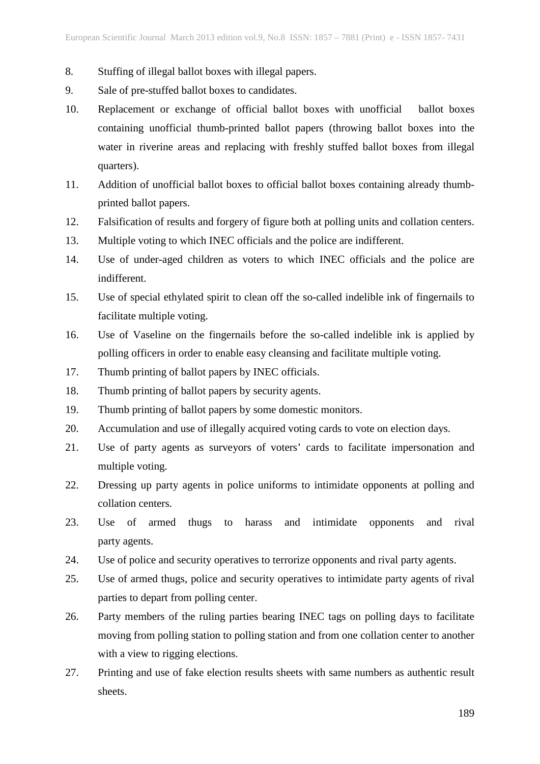8. Stuffing of illegal ballot boxes with illegal papers.
9. Sale of pre-stuffed ballot boxes to candidates.
10. Replacement or exchange of official ballot boxes with unofficial ballot boxes containing unofficial thumb-printed ballot papers (throwing ballot boxes into the water in riverine areas and replacing with freshly stuffed ballot boxes from illegal quarters).
11. Addition of unofficial ballot boxes to official ballot boxes containing already thumb-printed ballot papers.
12. Falsification of results and forgery of figure both at polling units and collation centers.
13. Multiple voting to which INEC officials and the police are indifferent.
14. Use of under-aged children as voters to which INEC officials and the police are indifferent.
15. Use of special ethylated spirit to clean off the so-called indelible ink of fingernails to facilitate multiple voting.
16. Use of Vaseline on the fingernails before the so-called indelible ink is applied by polling officers in order to enable easy cleansing and facilitate multiple voting.
17. Thumb printing of ballot papers by INEC officials.
18. Thumb printing of ballot papers by security agents.
19. Thumb printing of ballot papers by some domestic monitors.
20. Accumulation and use of illegally acquired voting cards to vote on election days.
21. Use of party agents as surveyors of voters' cards to facilitate impersonation and multiple voting.
22. Dressing up party agents in police uniforms to intimidate opponents at polling and collation centers.
23. Use of armed thugs to harass and intimidate opponents and rival party agents.
24. Use of police and security operatives to terrorize opponents and rival party agents.
25. Use of armed thugs, police and security operatives to intimidate party agents of rival parties to depart from polling center.
26. Party members of the ruling parties bearing INEC tags on polling days to facilitate moving from polling station to polling station and from one collation center to another with a view to rigging elections.
27. Printing and use of fake election results sheets with same numbers as authentic result sheets.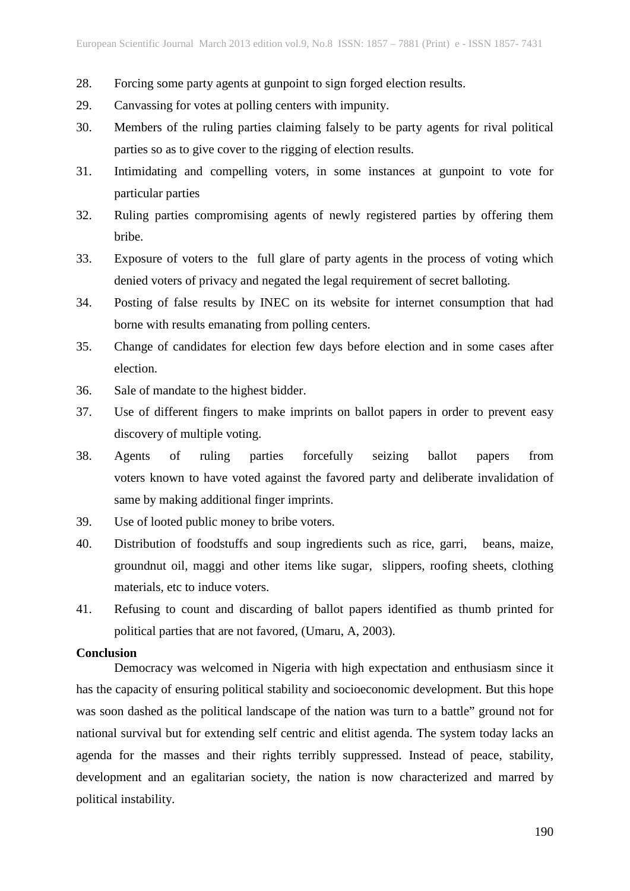28. Forcing some party agents at gunpoint to sign forged election results.
29. Canvassing for votes at polling centers with impunity.
30. Members of the ruling parties claiming falsely to be party agents for rival political parties so as to give cover to the rigging of election results.
31. Intimidating and compelling voters, in some instances at gunpoint to vote for particular parties
32. Ruling parties compromising agents of newly registered parties by offering them bribe.
33. Exposure of voters to the full glare of party agents in the process of voting which denied voters of privacy and negated the legal requirement of secret balloting.
34. Posting of false results by INEC on its website for internet consumption that had borne with results emanating from polling centers.
35. Change of candidates for election few days before election and in some cases after election.
36. Sale of mandate to the highest bidder.
37. Use of different fingers to make imprints on ballot papers in order to prevent easy discovery of multiple voting.
38. Agents of ruling parties forcefully seizing ballot papers from voters known to have voted against the favored party and deliberate invalidation of same by making additional finger imprints.
39. Use of looted public money to bribe voters.
40. Distribution of foodstuffs and soup ingredients such as rice, garri, beans, maize, groundnut oil, maggi and other items like sugar, slippers, roofing sheets, clothing materials, etc to induce voters.
41. Refusing to count and discarding of ballot papers identified as thumb printed for political parties that are not favored, (Umaru, A, 2003).

**Conclusion**

Democracy was welcomed in Nigeria with high expectation and enthusiasm since it has the capacity of ensuring political stability and socioeconomic development. But this hope was soon dashed as the political landscape of the nation was turn to a battle" ground not for national survival but for extending self centric and elitist agenda. The system today lacks an agenda for the masses and their rights terribly suppressed. Instead of peace, stability, development and an egalitarian society, the nation is now characterized and marred by political instability.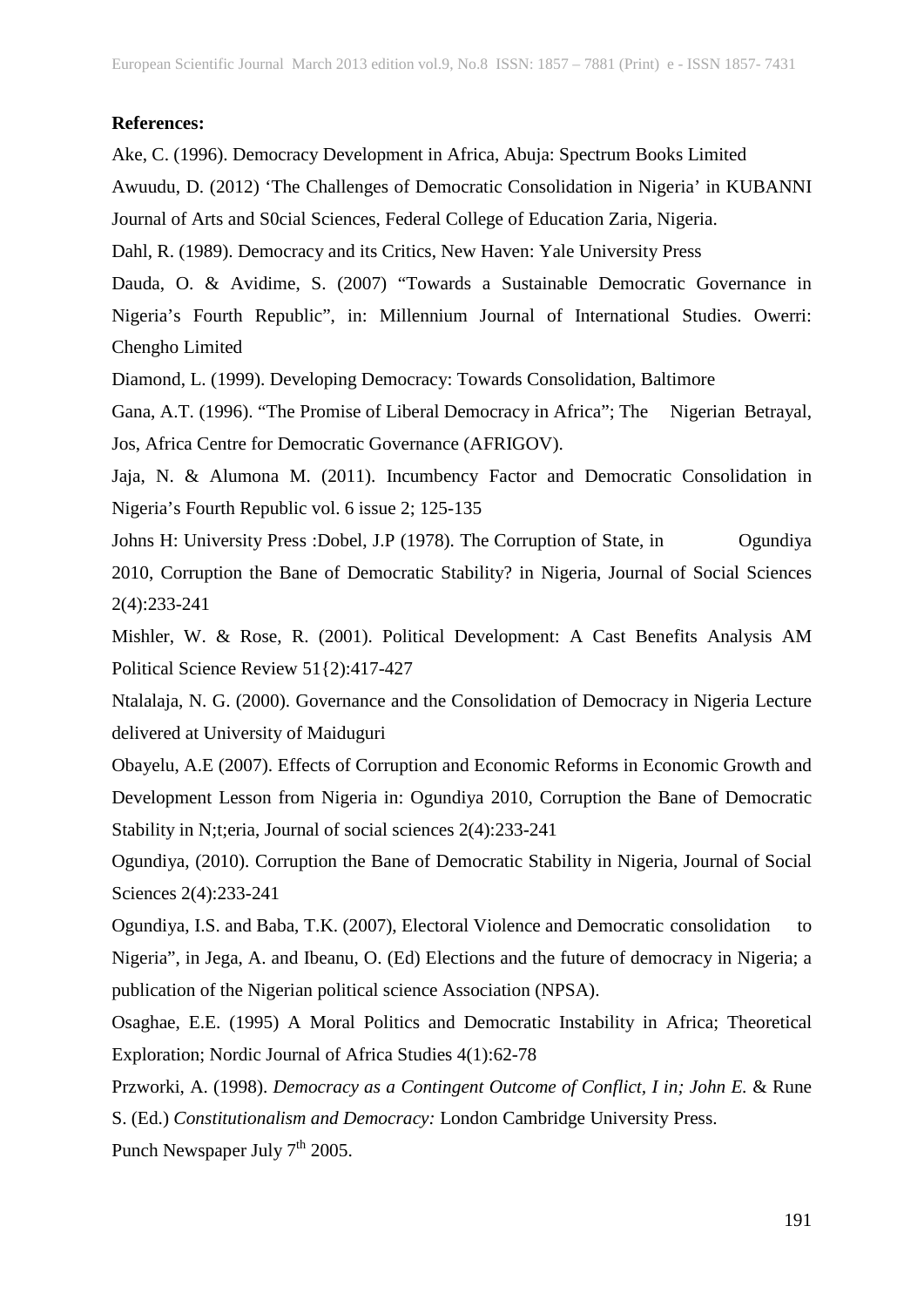**References:**

Ake, C. (1996). Democracy Development in Africa, Abuja: Spectrum Books Limited

Awuudu, D. (2012) 'The Challenges of Democratic Consolidation in Nigeria' in KUBANNI Journal of Arts and S0cial Sciences, Federal College of Education Zaria, Nigeria.

Dahl, R. (1989). Democracy and its Critics, New Haven: Yale University Press

Dauda, O. & Avidime, S. (2007) "Towards a Sustainable Democratic Governance in Nigeria's Fourth Republic", in: Millennium Journal of International Studies. Owerri: Chengho Limited

Diamond, L. (1999). Developing Democracy: Towards Consolidation, Baltimore

Gana, A.T. (1996). "The Promise of Liberal Democracy in Africa"; The Nigerian Betrayal, Jos, Africa Centre for Democratic Governance (AFRIGOV).

Jaja, N. & Alumona M. (2011). Incumbency Factor and Democratic Consolidation in Nigeria's Fourth Republic vol. 6 issue 2; 125-135

Johns H: University Press :Dobel, J.P (1978). The Corruption of State, in Ogundiya 2010, Corruption the Bane of Democratic Stability? in Nigeria, Journal of Social Sciences 2(4):233-241

Mishler, W. & Rose, R. (2001). Political Development: A Cast Benefits Analysis AM Political Science Review 51{2):417-427

Ntalalaja, N. G. (2000). Governance and the Consolidation of Democracy in Nigeria Lecture delivered at University of Maiduguri

Obayelu, A.E (2007). Effects of Corruption and Economic Reforms in Economic Growth and Development Lesson from Nigeria in: Ogundiya 2010, Corruption the Bane of Democratic Stability in N;t;eria, Journal of social sciences 2(4):233-241

Ogundiya, (2010). Corruption the Bane of Democratic Stability in Nigeria, Journal of Social Sciences 2(4):233-241

Ogundiya, I.S. and Baba, T.K. (2007), Electoral Violence and Democratic consolidation to Nigeria", in Jega, A. and Ibeanu, O. (Ed) Elections and the future of democracy in Nigeria; a publication of the Nigerian political science Association (NPSA).

Osaghae, E.E. (1995) A Moral Politics and Democratic Instability in Africa; Theoretical Exploration; Nordic Journal of Africa Studies 4(1):62-78

Przworki, A. (1998). *Democracy as a Contingent Outcome of Conflict, I in; John E.* & Rune S. (Ed.) *Constitutionalism and Democracy:* London Cambridge University Press.

Punch Newspaper July 7th 2005.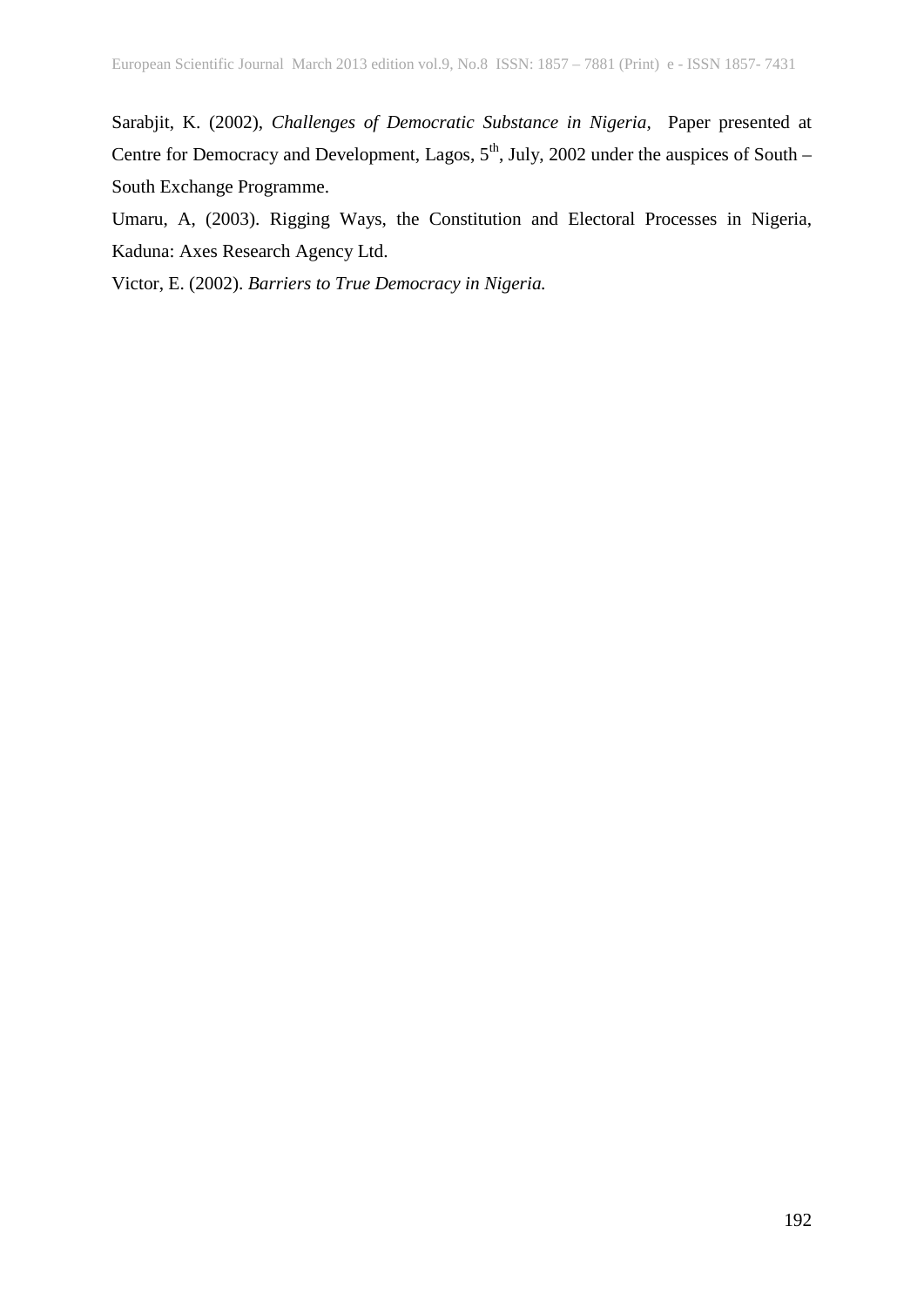Sarabjit, K. (2002), *Challenges of Democratic Substance in Nigeria,* Paper presented at Centre for Democracy and Development, Lagos, 5th, July, 2002 under the auspices of South – South Exchange Programme.

Umaru, A, (2003). Rigging Ways, the Constitution and Electoral Processes in Nigeria, Kaduna: Axes Research Agency Ltd.

Victor, E. (2002). *Barriers to True Democracy in Nigeria.*